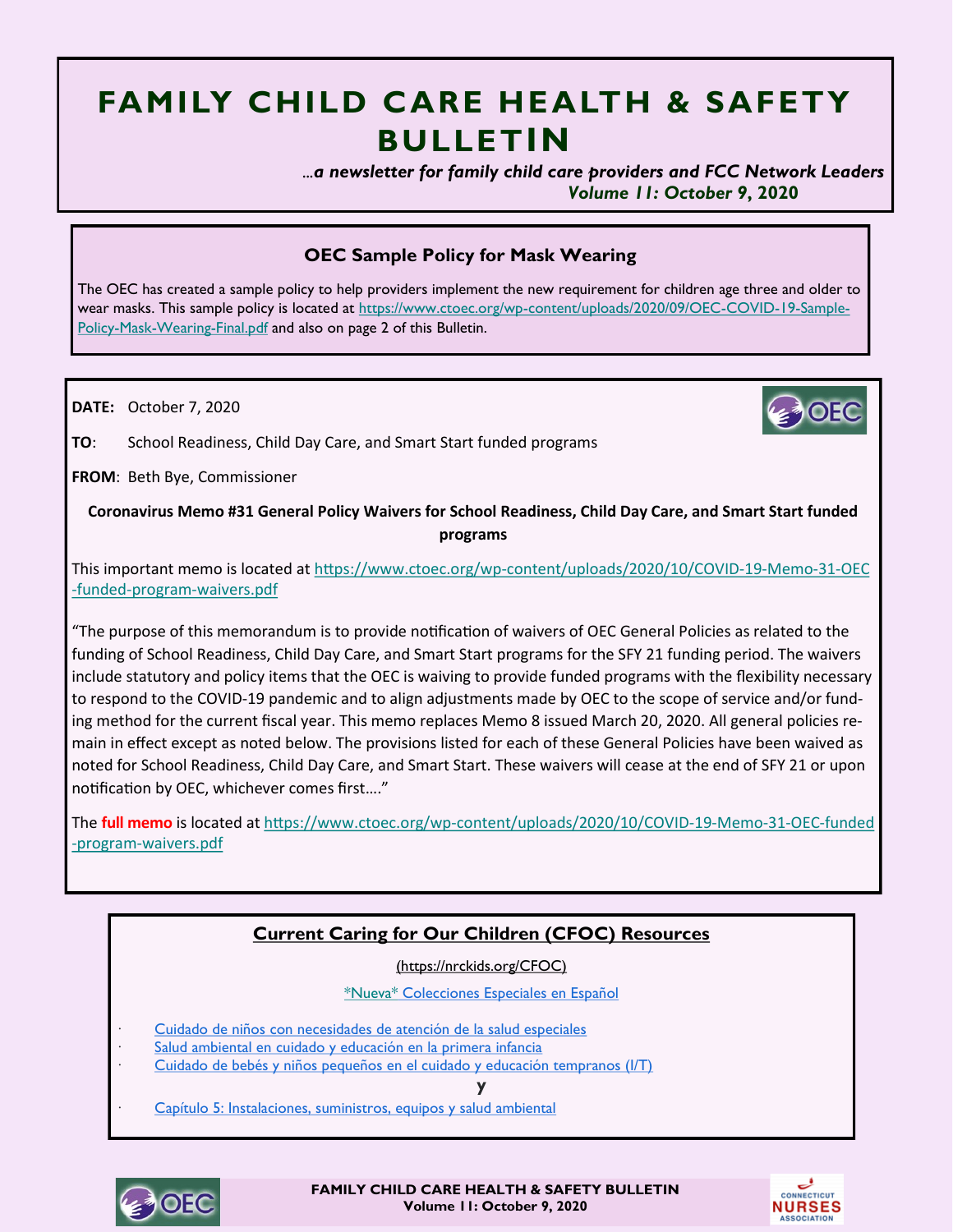# FAMILY CHILD CARE HEALTH & SAFETY BULLETIN

*...a newsletter for family child care providers and FCC Network Leaders*
***Volume 11: October 9, 2020***

## OEC Sample Policy for Mask Wearing

The OEC has created a sample policy to help providers implement the new requirement for children age three and older to wear masks. This sample policy is located at https://www.ctoec.org/wp-content/uploads/2020/09/OEC-COVID-19-Sample-Policy-Mask-Wearing-Final.pdf and also on page 2 of this Bulletin.

---

**DATE:** October 7, 2020

**TO**: School Readiness, Child Day Care, and Smart Start funded programs

**FROM**: Beth Bye, Commissioner

**Coronavirus Memo #31 General Policy Waivers for School Readiness, Child Day Care, and Smart Start funded programs**

This important memo is located at https://www.ctoec.org/wp-content/uploads/2020/10/COVID-19-Memo-31-OEC-funded-program-waivers.pdf

"The purpose of this memorandum is to provide notification of waivers of OEC General Policies as related to the funding of School Readiness, Child Day Care, and Smart Start programs for the SFY 21 funding period. The waivers include statutory and policy items that the OEC is waiving to provide funded programs with the flexibility necessary to respond to the COVID-19 pandemic and to align adjustments made by OEC to the scope of service and/or funding method for the current fiscal year. This memo replaces Memo 8 issued March 20, 2020. All general policies remain in effect except as noted below. The provisions listed for each of these General Policies have been waived as noted for School Readiness, Child Day Care, and Smart Start. These waivers will cease at the end of SFY 21 or upon notification by OEC, whichever comes first…."

The **full memo** is located at https://www.ctoec.org/wp-content/uploads/2020/10/COVID-19-Memo-31-OEC-funded-program-waivers.pdf

---

## Current Caring for Our Children (CFOC) Resources

(https://nrckids.org/CFOC)

\*Nueva\* Colecciones Especiales en Español

- Cuidado de niños con necesidades de atención de la salud especiales
- Salud ambiental en cuidado y educación en la primera infancia
- Cuidado de bebés y niños pequeños en el cuidado y educación tempranos (I/T)

**y**

- Capítulo 5: Instalaciones, suministros, equipos y salud ambiental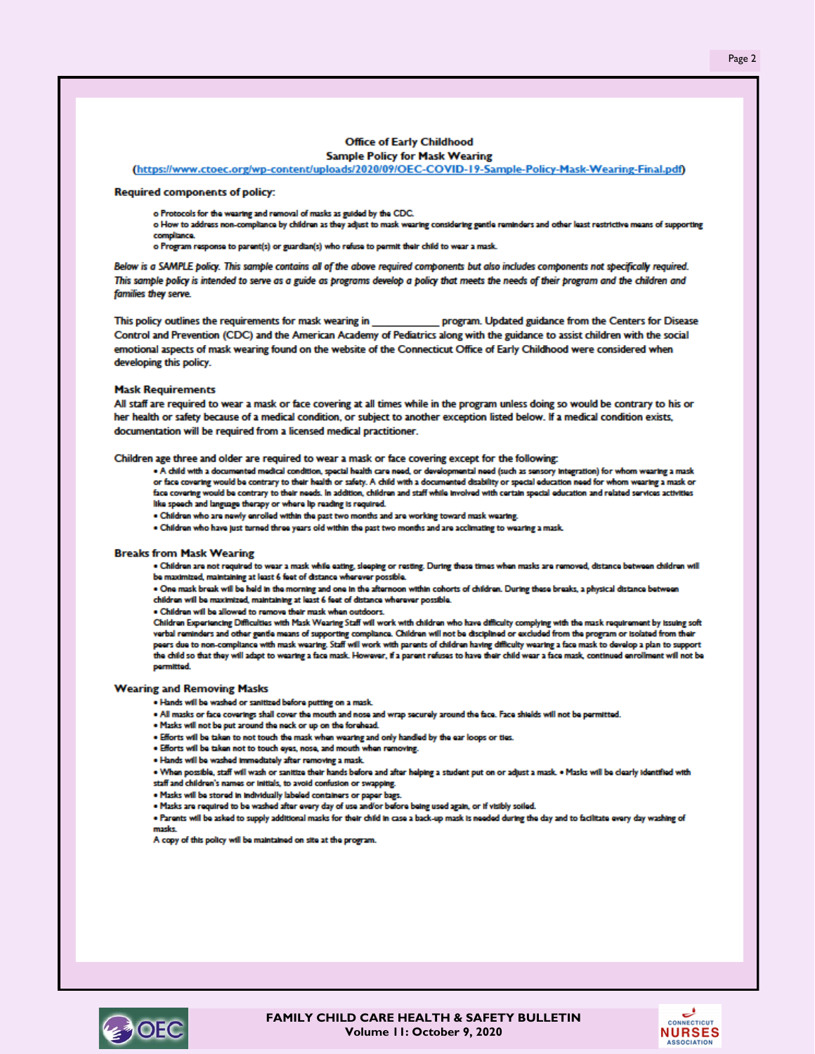**Office of Early Childhood**
**Sample Policy for Mask Wearing**
(https://www.ctoec.org/wp-content/uploads/2020/09/OEC-COVID-19-Sample-Policy-Mask-Wearing-Final.pdf)

**Required components of policy:**

- o Protocols for the wearing and removal of masks as guided by the CDC.
- o How to address non-compliance by children as they adjust to mask wearing considering gentle reminders and other least restrictive means of supporting compliance.
- o Program response to parent(s) or guardian(s) who refuse to permit their child to wear a mask.

*Below is a SAMPLE policy. This sample contains all of the above required components but also includes components not specifically required. This sample policy is intended to serve as a guide as programs develop a policy that meets the needs of their program and the children and families they serve.*

This policy outlines the requirements for mask wearing in ____________ program. Updated guidance from the Centers for Disease Control and Prevention (CDC) and the American Academy of Pediatrics along with the guidance to assist children with the social emotional aspects of mask wearing found on the website of the Connecticut Office of Early Childhood were considered when developing this policy.

## Mask Requirements

All staff are required to wear a mask or face covering at all times while in the program unless doing so would be contrary to his or her health or safety because of a medical condition, or subject to another exception listed below. If a medical condition exists, documentation will be required from a licensed medical practitioner.

Children age three and older are required to wear a mask or face covering except for the following:

- A child with a documented medical condition, special health care need, or developmental need (such as sensory integration) for whom wearing a mask or face covering would be contrary to their health or safety. A child with a documented disability or special education need for whom wearing a mask or face covering would be contrary to their needs. In addition, children and staff while involved with certain special education and related services activities like speech and language therapy or where lip reading is required.
- Children who are newly enrolled within the past two months and are working toward mask wearing.
- Children who have just turned three years old within the past two months and are acclimating to wearing a mask.

## Breaks from Mask Wearing

- Children are not required to wear a mask while eating, sleeping or resting. During these times when masks are removed, distance between children will be maximized, maintaining at least 6 feet of distance wherever possible.
- One mask break will be held in the morning and one in the afternoon within cohorts of children. During these breaks, a physical distance between children will be maximized, maintaining at least 6 feet of distance wherever possible.
- Children will be allowed to remove their mask when outdoors.

Children Experiencing Difficulties with Mask Wearing Staff will work with children who have difficulty complying with the mask requirement by issuing soft verbal reminders and other gentle means of supporting compliance. Children will not be disciplined or excluded from the program or isolated from their peers due to non-compliance with mask wearing. Staff will work with parents of children having difficulty wearing a face mask to develop a plan to support the child so that they will adapt to wearing a face mask. However, if a parent refuses to have their child wear a face mask, continued enrollment will not be permitted.

## Wearing and Removing Masks

- Hands will be washed or sanitized before putting on a mask.
- All masks or face coverings shall cover the mouth and nose and wrap securely around the face. Face shields will not be permitted.
- Masks will not be put around the neck or up on the forehead.
- Efforts will be taken to not touch the mask when wearing and only handled by the ear loops or ties.
- Efforts will be taken not to touch eyes, nose, and mouth when removing.
- Hands will be washed immediately after removing a mask.
- When possible, staff will wash or sanitize their hands before and after helping a student put on or adjust a mask. • Masks will be clearly identified with staff and children's names or initials, to avoid confusion or swapping.
- Masks will be stored in individually labeled containers or paper bags.
- Masks are required to be washed after every day of use and/or before being used again, or if visibly soiled.
- Parents will be asked to supply additional masks for their child in case a back-up mask is needed during the day and to facilitate every day washing of masks.

A copy of this policy will be maintained on site at the program.